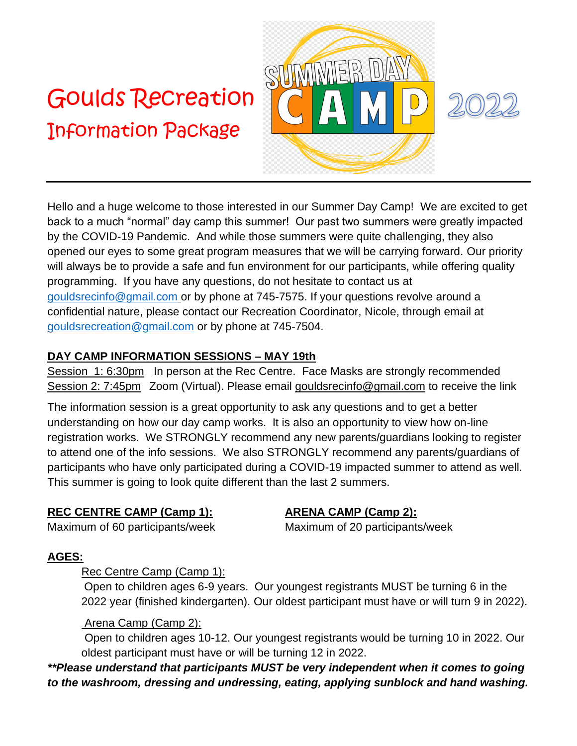# Goulds Recreation

## Information Package

SUMMER DAY CAMP 2022

---

Hello and a huge welcome to those interested in our Summer Day Camp! We are excited to get back to a much "normal" day camp this summer! Our past two summers were greatly impacted by the COVID-19 Pandemic. And while those summers were quite challenging, they also opened our eyes to some great program measures that we will be carrying forward. Our priority will always be to provide a safe and fun environment for our participants, while offering quality programming. If you have any questions, do not hesitate to contact us at gouldsrecinfo@gmail.com or by phone at 745-7575. If your questions revolve around a confidential nature, please contact our Recreation Coordinator, Nicole, through email at gouldsrecreation@gmail.com or by phone at 745-7504.

**DAY CAMP INFORMATION SESSIONS – MAY 19th**

Session 1: 6:30pm In person at the Rec Centre. Face Masks are strongly recommended

Session 2: 7:45pm Zoom (Virtual). Please email gouldsrecinfo@gmail.com to receive the link

The information session is a great opportunity to ask any questions and to get a better understanding on how our day camp works. It is also an opportunity to view how on-line registration works. We STRONGLY recommend any new parents/guardians looking to register to attend one of the info sessions. We also STRONGLY recommend any parents/guardians of participants who have only participated during a COVID-19 impacted summer to attend as well. This summer is going to look quite different than the last 2 summers.

**REC CENTRE CAMP (Camp 1):**

Maximum of 60 participants/week

**ARENA CAMP (Camp 2):**

Maximum of 20 participants/week

**AGES:**

Rec Centre Camp (Camp 1):

Open to children ages 6-9 years. Our youngest registrants MUST be turning 6 in the 2022 year (finished kindergarten). Our oldest participant must have or will turn 9 in 2022).

Arena Camp (Camp 2):

Open to children ages 10-12. Our youngest registrants would be turning 10 in 2022. Our oldest participant must have or will be turning 12 in 2022.

***\*\*Please understand that participants MUST be very independent when it comes to going to the washroom, dressing and undressing, eating, applying sunblock and hand washing.***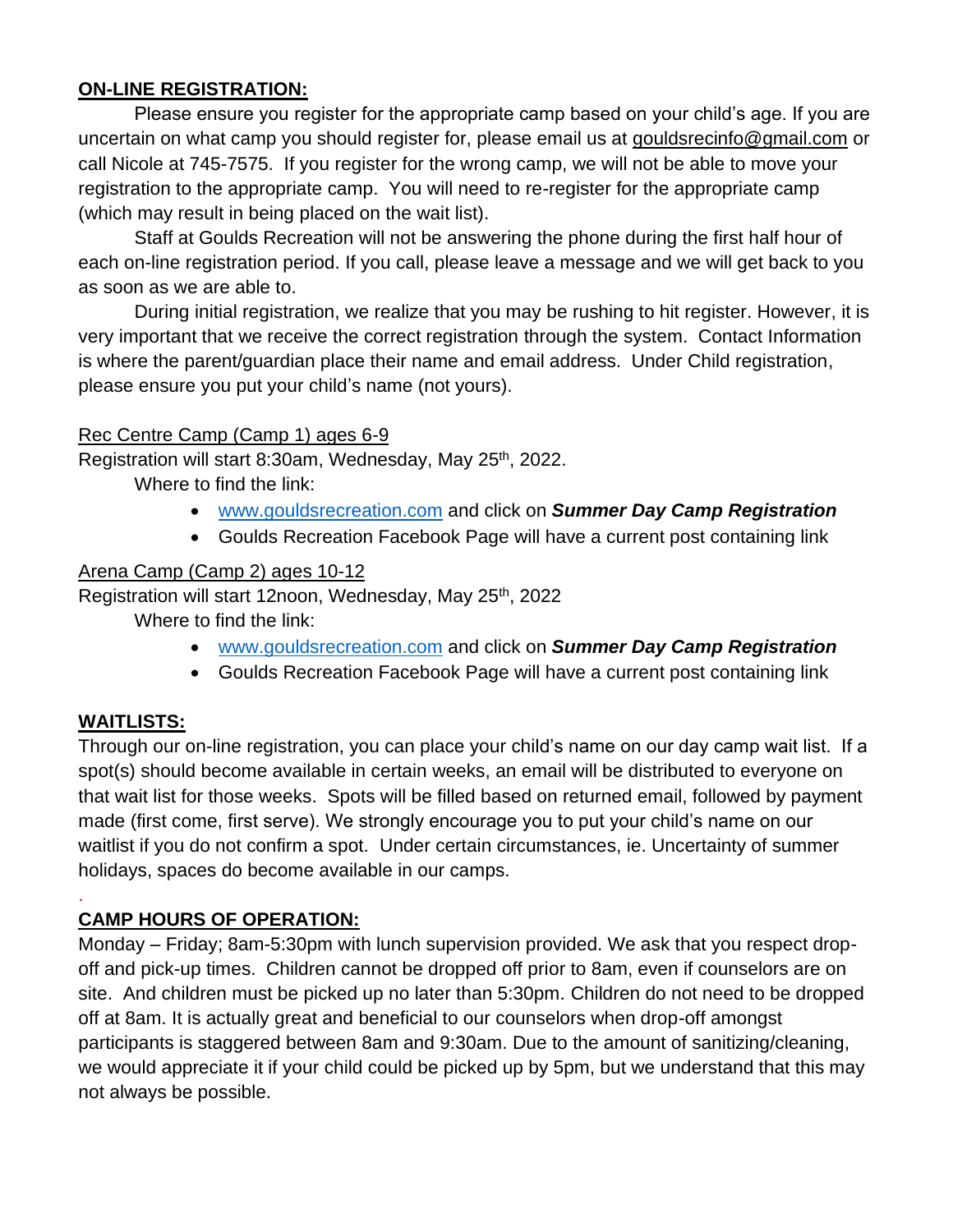**ON-LINE REGISTRATION:**

Please ensure you register for the appropriate camp based on your child's age. If you are uncertain on what camp you should register for, please email us at gouldsrecinfo@gmail.com or call Nicole at 745-7575. If you register for the wrong camp, we will not be able to move your registration to the appropriate camp. You will need to re-register for the appropriate camp (which may result in being placed on the wait list).

Staff at Goulds Recreation will not be answering the phone during the first half hour of each on-line registration period. If you call, please leave a message and we will get back to you as soon as we are able to.

During initial registration, we realize that you may be rushing to hit register. However, it is very important that we receive the correct registration through the system. Contact Information is where the parent/guardian place their name and email address. Under Child registration, please ensure you put your child's name (not yours).

Rec Centre Camp (Camp 1) ages 6-9

Registration will start 8:30am, Wednesday, May 25th, 2022.

Where to find the link:

- www.gouldsrecreation.com and click on ***Summer Day Camp Registration***
- Goulds Recreation Facebook Page will have a current post containing link

Arena Camp (Camp 2) ages 10-12

Registration will start 12noon, Wednesday, May 25th, 2022

Where to find the link:

- www.gouldsrecreation.com and click on ***Summer Day Camp Registration***
- Goulds Recreation Facebook Page will have a current post containing link

**WAITLISTS:**

Through our on-line registration, you can place your child's name on our day camp wait list. If a spot(s) should become available in certain weeks, an email will be distributed to everyone on that wait list for those weeks. Spots will be filled based on returned email, followed by payment made (first come, first serve). We strongly encourage you to put your child's name on our waitlist if you do not confirm a spot. Under certain circumstances, ie. Uncertainty of summer holidays, spaces do become available in our camps.

**CAMP HOURS OF OPERATION:**

Monday – Friday; 8am-5:30pm with lunch supervision provided. We ask that you respect drop-off and pick-up times. Children cannot be dropped off prior to 8am, even if counselors are on site. And children must be picked up no later than 5:30pm. Children do not need to be dropped off at 8am. It is actually great and beneficial to our counselors when drop-off amongst participants is staggered between 8am and 9:30am. Due to the amount of sanitizing/cleaning, we would appreciate it if your child could be picked up by 5pm, but we understand that this may not always be possible.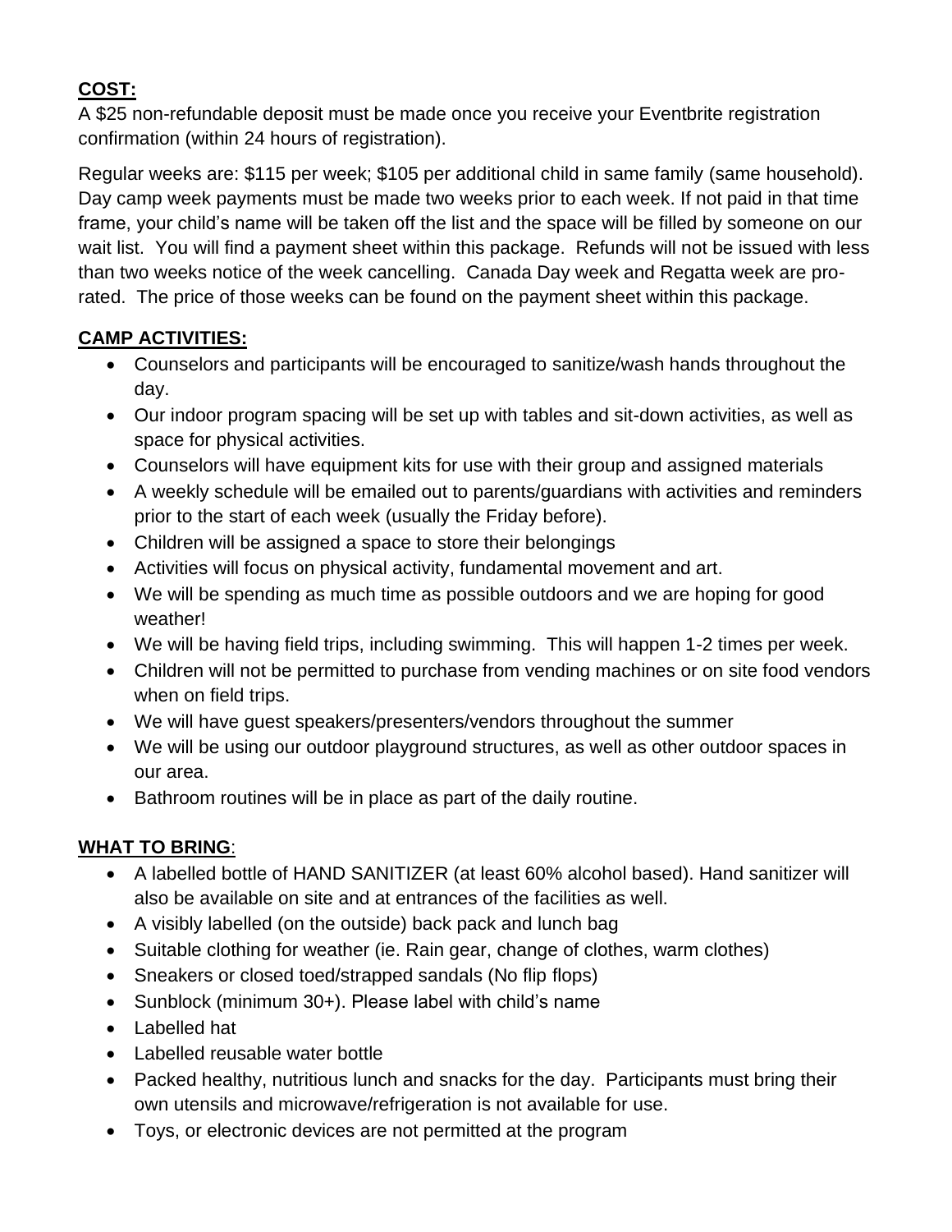## COST:

A $25 non-refundable deposit must be made once you receive your Eventbrite registration confirmation (within 24 hours of registration).

Regular weeks are: $115 per week; $105 per additional child in same family (same household). Day camp week payments must be made two weeks prior to each week. If not paid in that time frame, your child's name will be taken off the list and the space will be filled by someone on our wait list. You will find a payment sheet within this package. Refunds will not be issued with less than two weeks notice of the week cancelling. Canada Day week and Regatta week are pro-rated. The price of those weeks can be found on the payment sheet within this package.

## CAMP ACTIVITIES:

- Counselors and participants will be encouraged to sanitize/wash hands throughout the day.
- Our indoor program spacing will be set up with tables and sit-down activities, as well as space for physical activities.
- Counselors will have equipment kits for use with their group and assigned materials
- A weekly schedule will be emailed out to parents/guardians with activities and reminders prior to the start of each week (usually the Friday before).
- Children will be assigned a space to store their belongings
- Activities will focus on physical activity, fundamental movement and art.
- We will be spending as much time as possible outdoors and we are hoping for good weather!
- We will be having field trips, including swimming. This will happen 1-2 times per week.
- Children will not be permitted to purchase from vending machines or on site food vendors when on field trips.
- We will have guest speakers/presenters/vendors throughout the summer
- We will be using our outdoor playground structures, as well as other outdoor spaces in our area.
- Bathroom routines will be in place as part of the daily routine.

## WHAT TO BRING:

- A labelled bottle of HAND SANITIZER (at least 60% alcohol based). Hand sanitizer will also be available on site and at entrances of the facilities as well.
- A visibly labelled (on the outside) back pack and lunch bag
- Suitable clothing for weather (ie. Rain gear, change of clothes, warm clothes)
- Sneakers or closed toed/strapped sandals (No flip flops)
- Sunblock (minimum 30+). Please label with child's name
- Labelled hat
- Labelled reusable water bottle
- Packed healthy, nutritious lunch and snacks for the day. Participants must bring their own utensils and microwave/refrigeration is not available for use.
- Toys, or electronic devices are not permitted at the program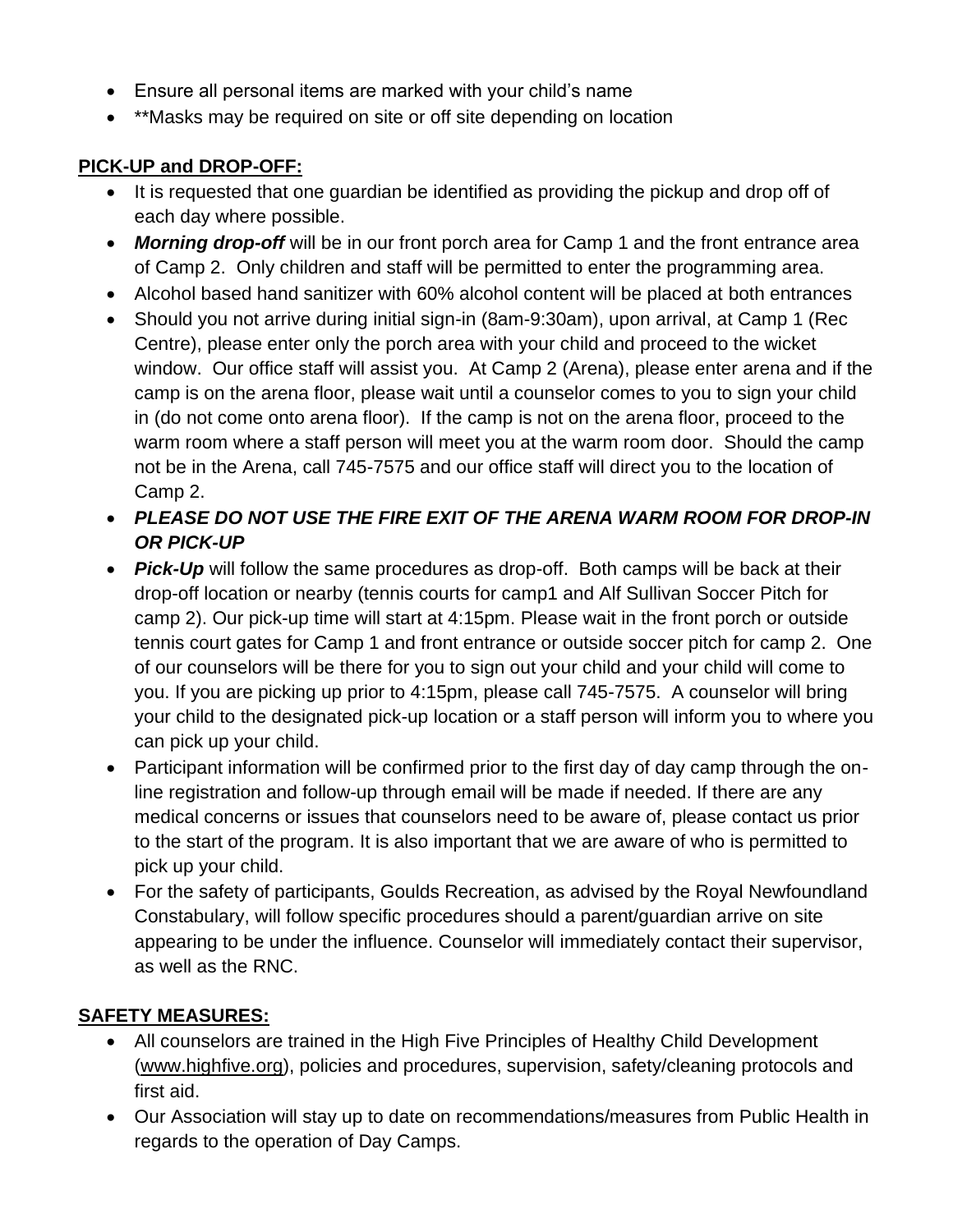- Ensure all personal items are marked with your child's name
- **Masks may be required on site or off site depending on location

**PICK-UP and DROP-OFF:**

- It is requested that one guardian be identified as providing the pickup and drop off of each day where possible.
- ***Morning drop-off*** will be in our front porch area for Camp 1 and the front entrance area of Camp 2. Only children and staff will be permitted to enter the programming area.
- Alcohol based hand sanitizer with 60% alcohol content will be placed at both entrances
- Should you not arrive during initial sign-in (8am-9:30am), upon arrival, at Camp 1 (Rec Centre), please enter only the porch area with your child and proceed to the wicket window. Our office staff will assist you. At Camp 2 (Arena), please enter arena and if the camp is on the arena floor, please wait until a counselor comes to you to sign your child in (do not come onto arena floor). If the camp is not on the arena floor, proceed to the warm room where a staff person will meet you at the warm room door. Should the camp not be in the Arena, call 745-7575 and our office staff will direct you to the location of Camp 2.
- ***PLEASE DO NOT USE THE FIRE EXIT OF THE ARENA WARM ROOM FOR DROP-IN OR PICK-UP***
- ***Pick-Up*** will follow the same procedures as drop-off. Both camps will be back at their drop-off location or nearby (tennis courts for camp1 and Alf Sullivan Soccer Pitch for camp 2). Our pick-up time will start at 4:15pm. Please wait in the front porch or outside tennis court gates for Camp 1 and front entrance or outside soccer pitch for camp 2. One of our counselors will be there for you to sign out your child and your child will come to you. If you are picking up prior to 4:15pm, please call 745-7575. A counselor will bring your child to the designated pick-up location or a staff person will inform you to where you can pick up your child.
- Participant information will be confirmed prior to the first day of day camp through the on-line registration and follow-up through email will be made if needed. If there are any medical concerns or issues that counselors need to be aware of, please contact us prior to the start of the program. It is also important that we are aware of who is permitted to pick up your child.
- For the safety of participants, Goulds Recreation, as advised by the Royal Newfoundland Constabulary, will follow specific procedures should a parent/guardian arrive on site appearing to be under the influence. Counselor will immediately contact their supervisor, as well as the RNC.

**SAFETY MEASURES:**

- All counselors are trained in the High Five Principles of Healthy Child Development (www.highfive.org), policies and procedures, supervision, safety/cleaning protocols and first aid.
- Our Association will stay up to date on recommendations/measures from Public Health in regards to the operation of Day Camps.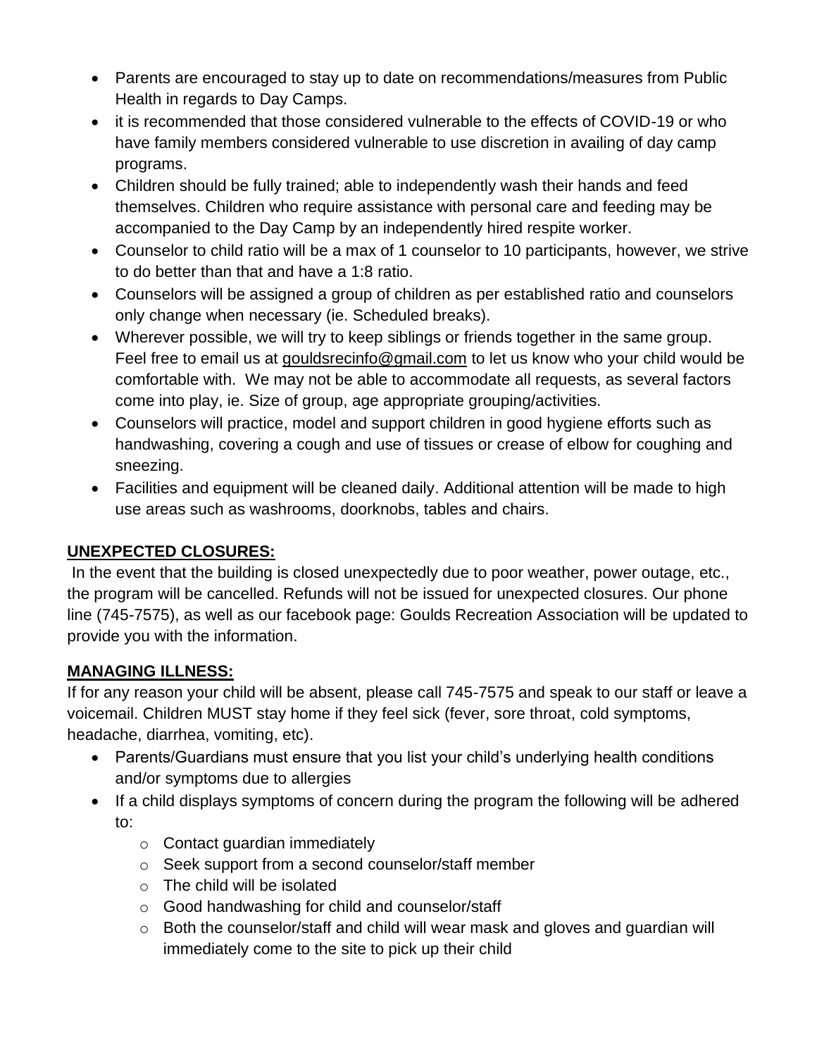- Parents are encouraged to stay up to date on recommendations/measures from Public Health in regards to Day Camps.
- it is recommended that those considered vulnerable to the effects of COVID-19 or who have family members considered vulnerable to use discretion in availing of day camp programs.
- Children should be fully trained; able to independently wash their hands and feed themselves. Children who require assistance with personal care and feeding may be accompanied to the Day Camp by an independently hired respite worker.
- Counselor to child ratio will be a max of 1 counselor to 10 participants, however, we strive to do better than that and have a 1:8 ratio.
- Counselors will be assigned a group of children as per established ratio and counselors only change when necessary (ie. Scheduled breaks).
- Wherever possible, we will try to keep siblings or friends together in the same group. Feel free to email us at gouldsrecinfo@gmail.com to let us know who your child would be comfortable with. We may not be able to accommodate all requests, as several factors come into play, ie. Size of group, age appropriate grouping/activities.
- Counselors will practice, model and support children in good hygiene efforts such as handwashing, covering a cough and use of tissues or crease of elbow for coughing and sneezing.
- Facilities and equipment will be cleaned daily. Additional attention will be made to high use areas such as washrooms, doorknobs, tables and chairs.

**UNEXPECTED CLOSURES:**

In the event that the building is closed unexpectedly due to poor weather, power outage, etc., the program will be cancelled. Refunds will not be issued for unexpected closures. Our phone line (745-7575), as well as our facebook page: Goulds Recreation Association will be updated to provide you with the information.

**MANAGING ILLNESS:**

If for any reason your child will be absent, please call 745-7575 and speak to our staff or leave a voicemail. Children MUST stay home if they feel sick (fever, sore throat, cold symptoms, headache, diarrhea, vomiting, etc).

- Parents/Guardians must ensure that you list your child's underlying health conditions and/or symptoms due to allergies
- If a child displays symptoms of concern during the program the following will be adhered to:
  - Contact guardian immediately
  - Seek support from a second counselor/staff member
  - The child will be isolated
  - Good handwashing for child and counselor/staff
  - Both the counselor/staff and child will wear mask and gloves and guardian will immediately come to the site to pick up their child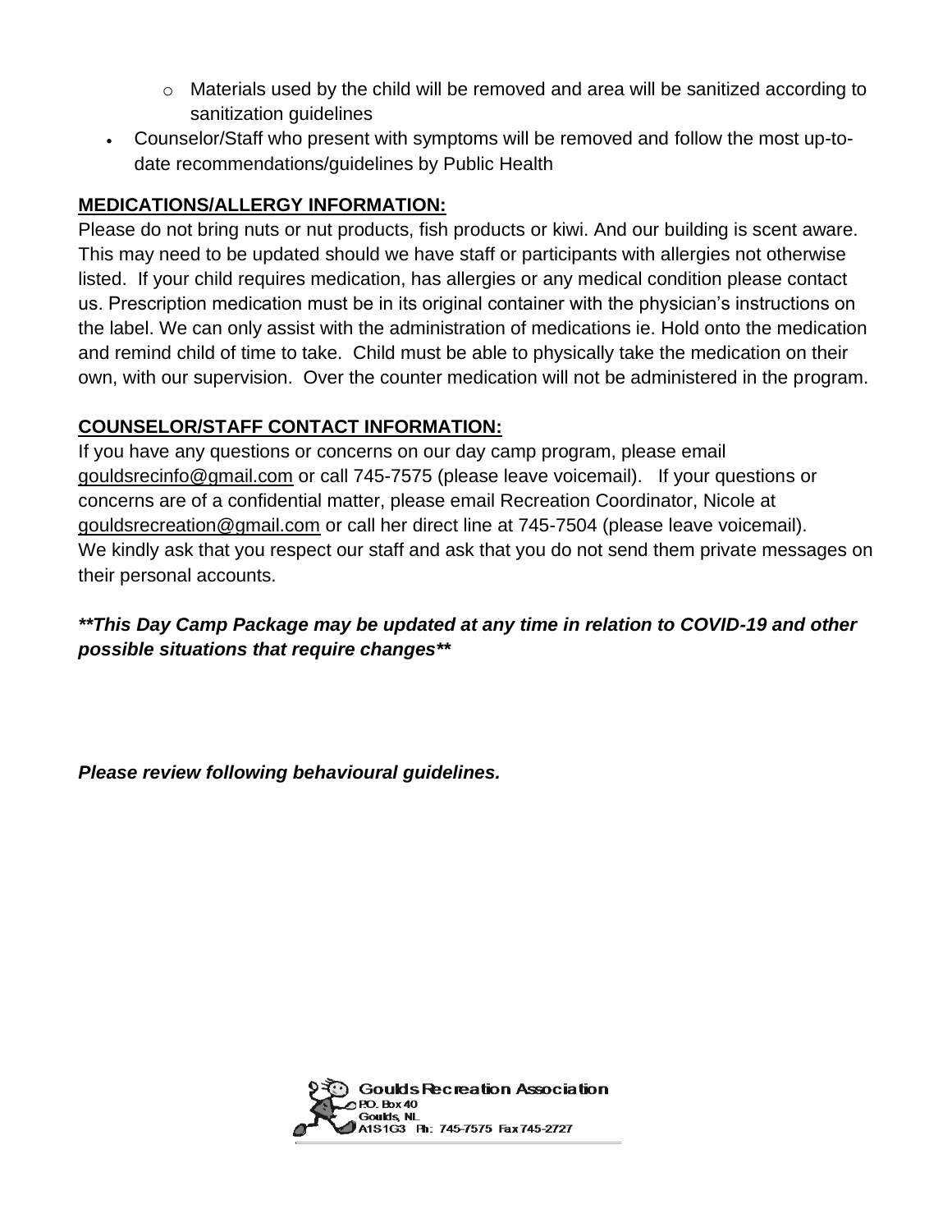- Materials used by the child will be removed and area will be sanitized according to sanitization guidelines
- Counselor/Staff who present with symptoms will be removed and follow the most up-to-date recommendations/guidelines by Public Health

## MEDICATIONS/ALLERGY INFORMATION:

Please do not bring nuts or nut products, fish products or kiwi. And our building is scent aware. This may need to be updated should we have staff or participants with allergies not otherwise listed. If your child requires medication, has allergies or any medical condition please contact us. Prescription medication must be in its original container with the physician's instructions on the label. We can only assist with the administration of medications ie. Hold onto the medication and remind child of time to take. Child must be able to physically take the medication on their own, with our supervision. Over the counter medication will not be administered in the program.

## COUNSELOR/STAFF CONTACT INFORMATION:

If you have any questions or concerns on our day camp program, please email gouldsrecinfo@gmail.com or call 745-7575 (please leave voicemail). If your questions or concerns are of a confidential matter, please email Recreation Coordinator, Nicole at gouldsrecreation@gmail.com or call her direct line at 745-7504 (please leave voicemail). We kindly ask that you respect our staff and ask that you do not send them private messages on their personal accounts.

***This Day Camp Package may be updated at any time in relation to COVID-19 and other possible situations that require changes***

***Please review following behavioural guidelines.***

Goulds Recreation Association
P.O. Box 40
Goulds, NL
A1S1G3 Ph: 745-7575 Fax 745-2727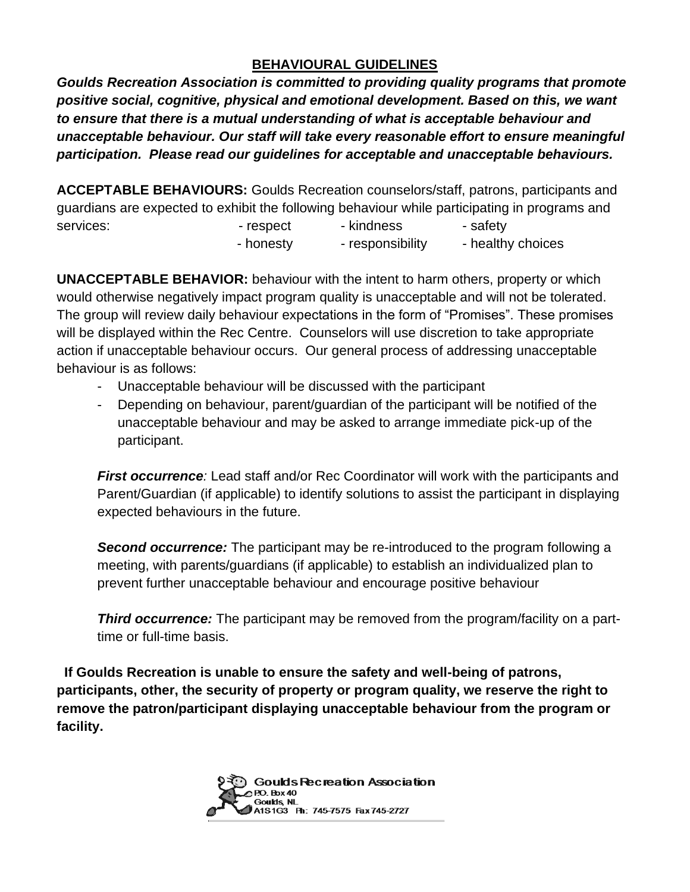## BEHAVIOURAL GUIDELINES

***Goulds Recreation Association is committed to providing quality programs that promote positive social, cognitive, physical and emotional development. Based on this, we want to ensure that there is a mutual understanding of what is acceptable behaviour and unacceptable behaviour. Our staff will take every reasonable effort to ensure meaningful participation. Please read our guidelines for acceptable and unacceptable behaviours.***

**ACCEPTABLE BEHAVIOURS:** Goulds Recreation counselors/staff, patrons, participants and guardians are expected to exhibit the following behaviour while participating in programs and services:

- respect
- kindness
- safety
- honesty
- responsibility
- healthy choices

**UNACCEPTABLE BEHAVIOR:** behaviour with the intent to harm others, property or which would otherwise negatively impact program quality is unacceptable and will not be tolerated. The group will review daily behaviour expectations in the form of "Promises". These promises will be displayed within the Rec Centre. Counselors will use discretion to take appropriate action if unacceptable behaviour occurs. Our general process of addressing unacceptable behaviour is as follows:

- Unacceptable behaviour will be discussed with the participant
- Depending on behaviour, parent/guardian of the participant will be notified of the unacceptable behaviour and may be asked to arrange immediate pick-up of the participant.

***First occurrence**:* Lead staff and/or Rec Coordinator will work with the participants and Parent/Guardian (if applicable) to identify solutions to assist the participant in displaying expected behaviours in the future.

***Second occurrence:*** The participant may be re-introduced to the program following a meeting, with parents/guardians (if applicable) to establish an individualized plan to prevent further unacceptable behaviour and encourage positive behaviour

***Third occurrence:*** The participant may be removed from the program/facility on a part-time or full-time basis.

**If Goulds Recreation is unable to ensure the safety and well-being of patrons, participants, other, the security of property or program quality, we reserve the right to remove the patron/participant displaying unacceptable behaviour from the program or facility.**

**Goulds Recreation Association**
P.O. Box 40
Goulds, NL
A1S1G3 Ph: 745-7575 Fax 745-2727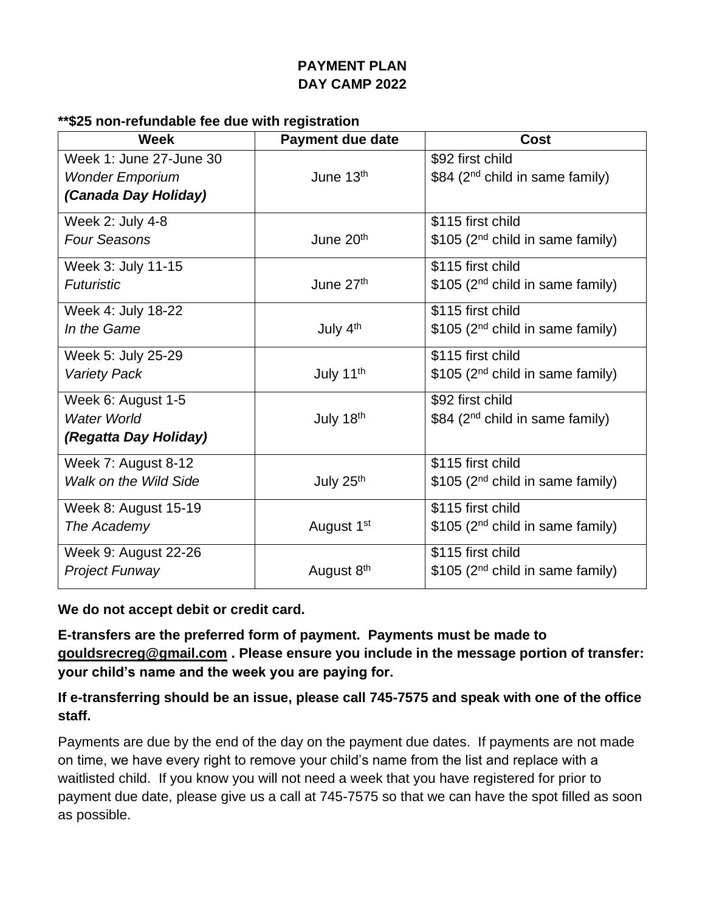**PAYMENT PLAN**
**DAY CAMP 2022**

**\*\*$25 non-refundable fee due with registration**

| Week | Payment due date | Cost |
|---|---|---|
| Week 1: June 27-June 30<br>*Wonder Emporium*<br>***(Canada Day Holiday)*** | June 13th | $92 first child<br>$84 (2nd child in same family) |
| Week 2: July 4-8<br>*Four Seasons* | June 20th | $115 first child<br>$105 (2nd child in same family) |
| Week 3: July 11-15<br>*Futuristic* | June 27th | $115 first child<br>$105 (2nd child in same family) |
| Week 4: July 18-22<br>*In the Game* | July 4th | $115 first child<br>$105 (2nd child in same family) |
| Week 5: July 25-29<br>*Variety Pack* | July 11th | $115 first child<br>$105 (2nd child in same family) |
| Week 6: August 1-5<br>*Water World*<br>***(Regatta Day Holiday)*** | July 18th | $92 first child<br>$84 (2nd child in same family) |
| Week 7: August 8-12<br>*Walk on the Wild Side* | July 25th | $115 first child<br>$105 (2nd child in same family) |
| Week 8: August 15-19<br>*The Academy* | August 1st | $115 first child<br>$105 (2nd child in same family) |
| Week 9: August 22-26<br>*Project Funway* | August 8th | $115 first child<br>$105 (2nd child in same family) |

**We do not accept debit or credit card.**

**E-transfers are the preferred form of payment. Payments must be made to gouldsrecreg@gmail.com . Please ensure you include in the message portion of transfer: your child's name and the week you are paying for.**

**If e-transferring should be an issue, please call 745-7575 and speak with one of the office staff.**

Payments are due by the end of the day on the payment due dates. If payments are not made on time, we have every right to remove your child's name from the list and replace with a waitlisted child. If you know you will not need a week that you have registered for prior to payment due date, please give us a call at 745-7575 so that we can have the spot filled as soon as possible.